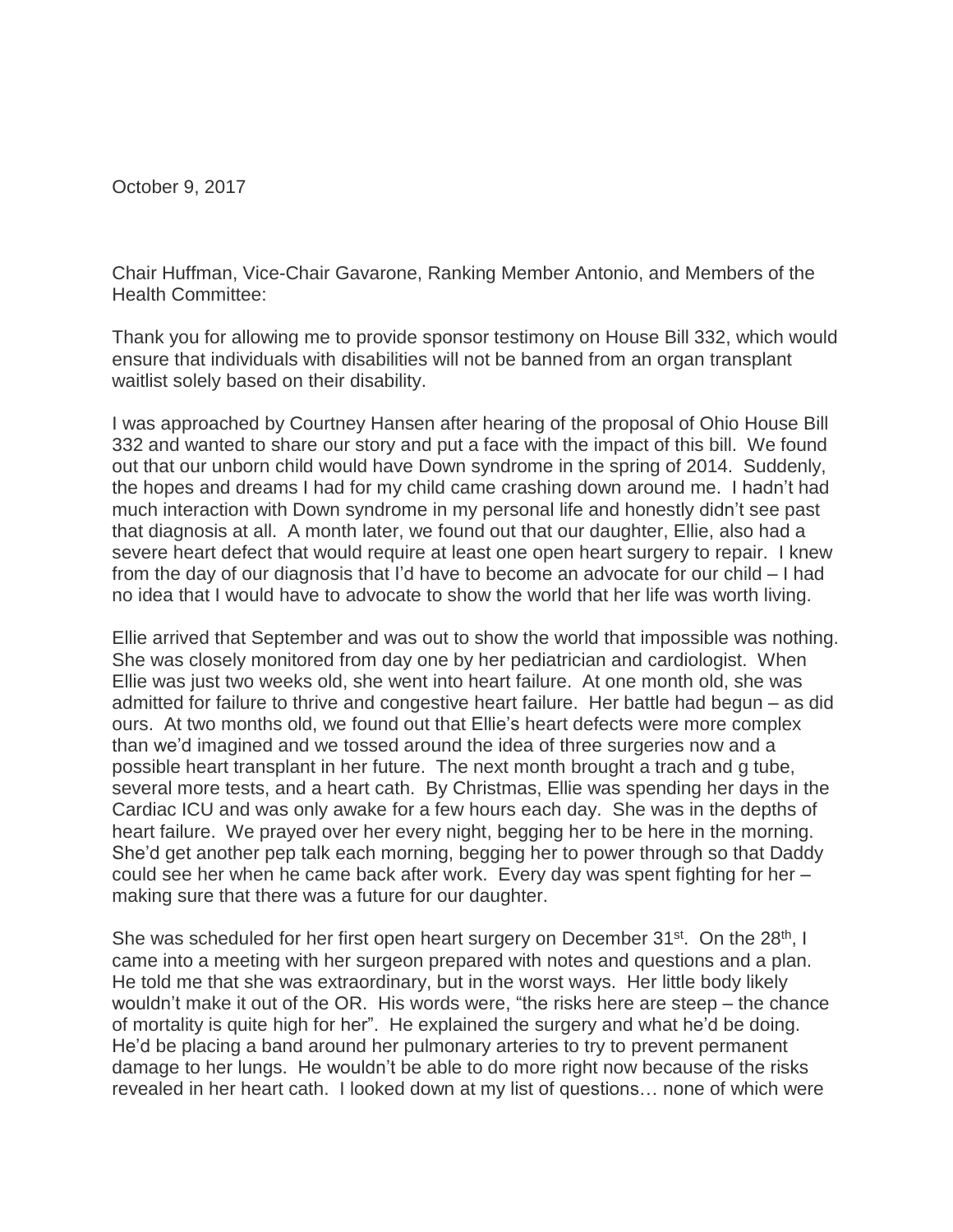October 9, 2017

Chair Huffman, Vice-Chair Gavarone, Ranking Member Antonio, and Members of the Health Committee:

Thank you for allowing me to provide sponsor testimony on House Bill 332, which would ensure that individuals with disabilities will not be banned from an organ transplant waitlist solely based on their disability.

I was approached by Courtney Hansen after hearing of the proposal of Ohio House Bill 332 and wanted to share our story and put a face with the impact of this bill. We found out that our unborn child would have Down syndrome in the spring of 2014. Suddenly, the hopes and dreams I had for my child came crashing down around me. I hadn't had much interaction with Down syndrome in my personal life and honestly didn't see past that diagnosis at all. A month later, we found out that our daughter, Ellie, also had a severe heart defect that would require at least one open heart surgery to repair. I knew from the day of our diagnosis that I'd have to become an advocate for our child – I had no idea that I would have to advocate to show the world that her life was worth living.

Ellie arrived that September and was out to show the world that impossible was nothing. She was closely monitored from day one by her pediatrician and cardiologist. When Ellie was just two weeks old, she went into heart failure. At one month old, she was admitted for failure to thrive and congestive heart failure. Her battle had begun – as did ours. At two months old, we found out that Ellie's heart defects were more complex than we'd imagined and we tossed around the idea of three surgeries now and a possible heart transplant in her future. The next month brought a trach and g tube, several more tests, and a heart cath. By Christmas, Ellie was spending her days in the Cardiac ICU and was only awake for a few hours each day. She was in the depths of heart failure. We prayed over her every night, begging her to be here in the morning. She'd get another pep talk each morning, begging her to power through so that Daddy could see her when he came back after work. Every day was spent fighting for her – making sure that there was a future for our daughter.

She was scheduled for her first open heart surgery on December 31st. On the 28th, I came into a meeting with her surgeon prepared with notes and questions and a plan. He told me that she was extraordinary, but in the worst ways. Her little body likely wouldn't make it out of the OR. His words were, "the risks here are steep – the chance of mortality is quite high for her". He explained the surgery and what he'd be doing. He'd be placing a band around her pulmonary arteries to try to prevent permanent damage to her lungs. He wouldn't be able to do more right now because of the risks revealed in her heart cath. I looked down at my list of questions… none of which were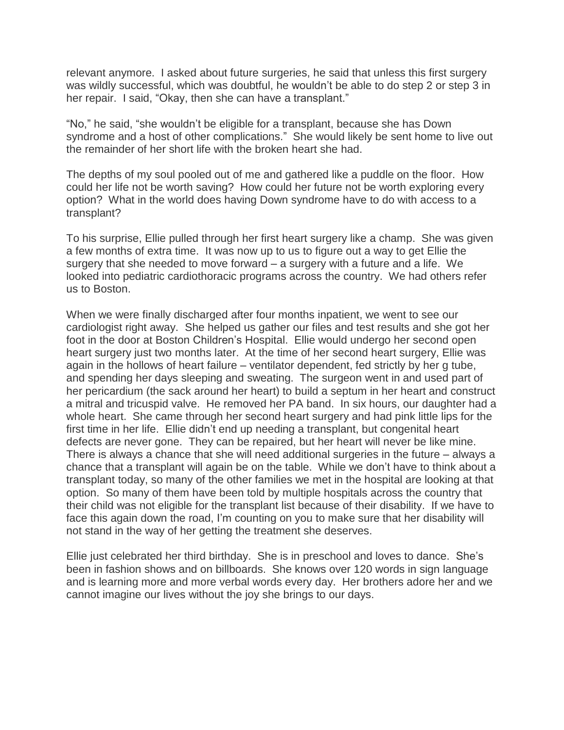relevant anymore. I asked about future surgeries, he said that unless this first surgery was wildly successful, which was doubtful, he wouldn't be able to do step 2 or step 3 in her repair. I said, "Okay, then she can have a transplant."

"No," he said, "she wouldn't be eligible for a transplant, because she has Down syndrome and a host of other complications." She would likely be sent home to live out the remainder of her short life with the broken heart she had.

The depths of my soul pooled out of me and gathered like a puddle on the floor. How could her life not be worth saving? How could her future not be worth exploring every option? What in the world does having Down syndrome have to do with access to a transplant?

To his surprise, Ellie pulled through her first heart surgery like a champ. She was given a few months of extra time. It was now up to us to figure out a way to get Ellie the surgery that she needed to move forward – a surgery with a future and a life. We looked into pediatric cardiothoracic programs across the country. We had others refer us to Boston.

When we were finally discharged after four months inpatient, we went to see our cardiologist right away. She helped us gather our files and test results and she got her foot in the door at Boston Children's Hospital. Ellie would undergo her second open heart surgery just two months later. At the time of her second heart surgery, Ellie was again in the hollows of heart failure – ventilator dependent, fed strictly by her g tube, and spending her days sleeping and sweating. The surgeon went in and used part of her pericardium (the sack around her heart) to build a septum in her heart and construct a mitral and tricuspid valve. He removed her PA band. In six hours, our daughter had a whole heart. She came through her second heart surgery and had pink little lips for the first time in her life. Ellie didn't end up needing a transplant, but congenital heart defects are never gone. They can be repaired, but her heart will never be like mine. There is always a chance that she will need additional surgeries in the future – always a chance that a transplant will again be on the table. While we don't have to think about a transplant today, so many of the other families we met in the hospital are looking at that option. So many of them have been told by multiple hospitals across the country that their child was not eligible for the transplant list because of their disability. If we have to face this again down the road, I'm counting on you to make sure that her disability will not stand in the way of her getting the treatment she deserves.

Ellie just celebrated her third birthday. She is in preschool and loves to dance. She's been in fashion shows and on billboards. She knows over 120 words in sign language and is learning more and more verbal words every day. Her brothers adore her and we cannot imagine our lives without the joy she brings to our days.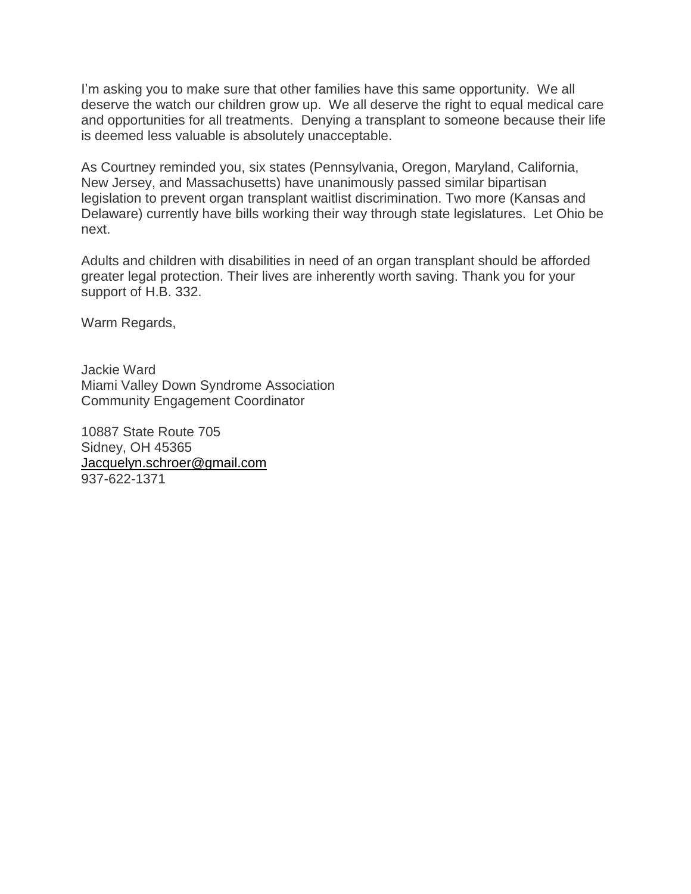I'm asking you to make sure that other families have this same opportunity. We all deserve the watch our children grow up. We all deserve the right to equal medical care and opportunities for all treatments. Denying a transplant to someone because their life is deemed less valuable is absolutely unacceptable.

As Courtney reminded you, six states (Pennsylvania, Oregon, Maryland, California, New Jersey, and Massachusetts) have unanimously passed similar bipartisan legislation to prevent organ transplant waitlist discrimination. Two more (Kansas and Delaware) currently have bills working their way through state legislatures. Let Ohio be next.

Adults and children with disabilities in need of an organ transplant should be afforded greater legal protection. Their lives are inherently worth saving. Thank you for your support of H.B. 332.

Warm Regards,

Jackie Ward
Miami Valley Down Syndrome Association
Community Engagement Coordinator

10887 State Route 705
Sidney, OH 45365
Jacquelyn.schroer@gmail.com
937-622-1371